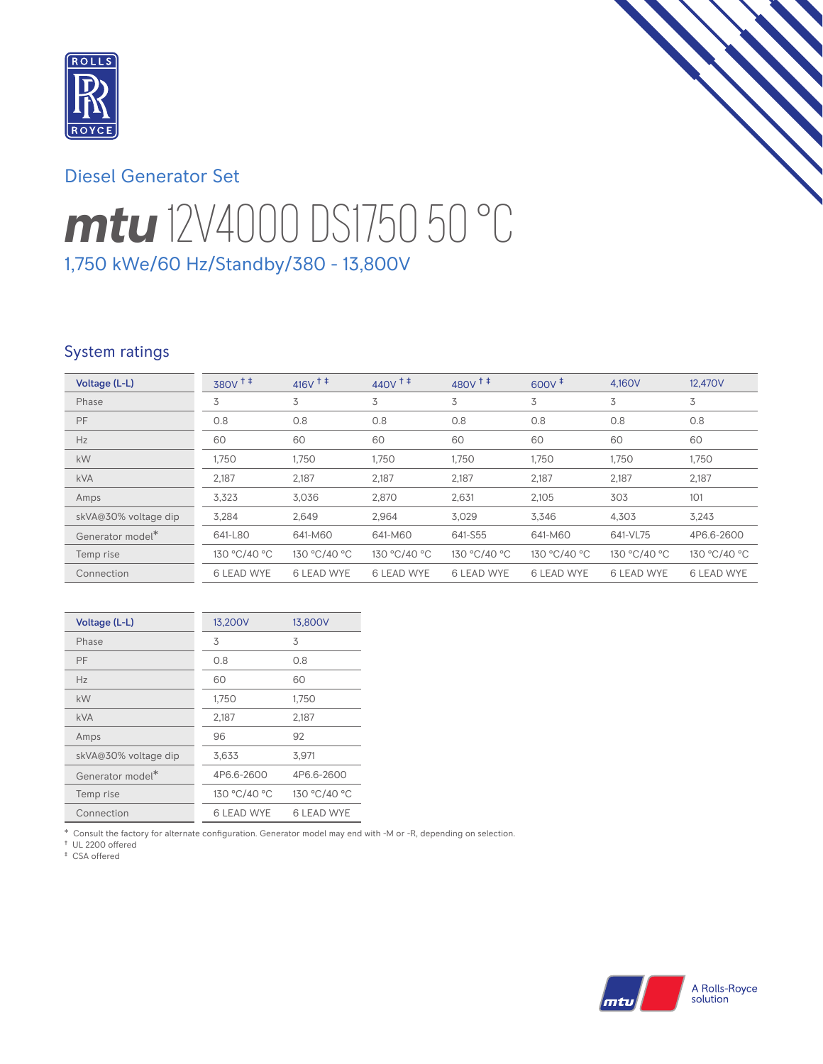Diesel Generator Set

# mtu 12V4000 DS1750 50 °C

1,750 kWe/60 Hz/Standby/380 - 13,800V

## System ratings

| Voltage (L-L) | 380V † ‡ | 416V † ‡ | 440V † ‡ | 480V † ‡ | 600V ‡ | 4,160V | 12,470V |
|---|---|---|---|---|---|---|---|
| Phase | 3 | 3 | 3 | 3 | 3 | 3 | 3 |
| PF | 0.8 | 0.8 | 0.8 | 0.8 | 0.8 | 0.8 | 0.8 |
| Hz | 60 | 60 | 60 | 60 | 60 | 60 | 60 |
| kW | 1,750 | 1,750 | 1,750 | 1,750 | 1,750 | 1,750 | 1,750 |
| kVA | 2,187 | 2,187 | 2,187 | 2,187 | 2,187 | 2,187 | 2,187 |
| Amps | 3,323 | 3,036 | 2,870 | 2,631 | 2,105 | 303 | 101 |
| skVA@30% voltage dip | 3,284 | 2,649 | 2,964 | 3,029 | 3,346 | 4,303 | 3,243 |
| Generator model* | 641-L80 | 641-M60 | 641-M60 | 641-S55 | 641-M60 | 641-VL75 | 4P6.6-2600 |
| Temp rise | 130 °C/40 °C | 130 °C/40 °C | 130 °C/40 °C | 130 °C/40 °C | 130 °C/40 °C | 130 °C/40 °C | 130 °C/40 °C |
| Connection | 6 LEAD WYE | 6 LEAD WYE | 6 LEAD WYE | 6 LEAD WYE | 6 LEAD WYE | 6 LEAD WYE | 6 LEAD WYE |

| Voltage (L-L) | 13,200V | 13,800V |
|---|---|---|
| Phase | 3 | 3 |
| PF | 0.8 | 0.8 |
| Hz | 60 | 60 |
| kW | 1,750 | 1,750 |
| kVA | 2,187 | 2,187 |
| Amps | 96 | 92 |
| skVA@30% voltage dip | 3,633 | 3,971 |
| Generator model* | 4P6.6-2600 | 4P6.6-2600 |
| Temp rise | 130 °C/40 °C | 130 °C/40 °C |
| Connection | 6 LEAD WYE | 6 LEAD WYE |

\* Consult the factory for alternate configuration. Generator model may end with -M or -R, depending on selection.

† UL 2200 offered

‡ CSA offered

A Rolls-Royce solution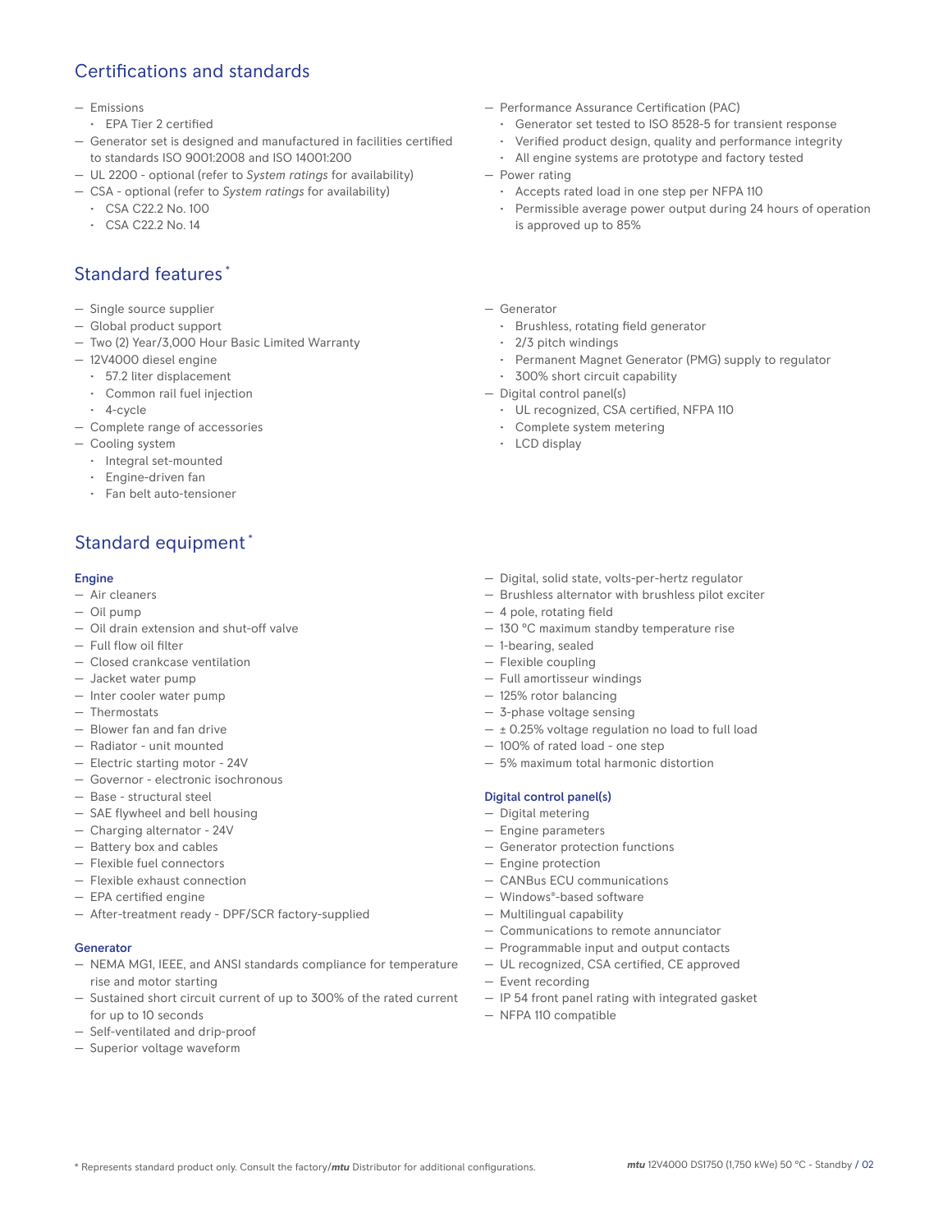## Certifications and standards

- Emissions
  - EPA Tier 2 certified
- Generator set is designed and manufactured in facilities certified to standards ISO 9001:2008 and ISO 14001:200
- UL 2200 - optional (refer to *System ratings* for availability)
- CSA - optional (refer to *System ratings* for availability)
  - CSA C22.2 No. 100
  - CSA C22.2 No. 14
- Performance Assurance Certification (PAC)
  - Generator set tested to ISO 8528-5 for transient response
  - Verified product design, quality and performance integrity
  - All engine systems are prototype and factory tested
- Power rating
  - Accepts rated load in one step per NFPA 110
  - Permissible average power output during 24 hours of operation is approved up to 85%

## Standard features *

- Single source supplier
- Global product support
- Two (2) Year/3,000 Hour Basic Limited Warranty
- 12V4000 diesel engine
  - 57.2 liter displacement
  - Common rail fuel injection
  - 4-cycle
- Complete range of accessories
- Cooling system
  - Integral set-mounted
  - Engine-driven fan
  - Fan belt auto-tensioner
- Generator
  - Brushless, rotating field generator
  - 2/3 pitch windings
  - Permanent Magnet Generator (PMG) supply to regulator
  - 300% short circuit capability
- Digital control panel(s)
  - UL recognized, CSA certified, NFPA 110
  - Complete system metering
  - LCD display

## Standard equipment *

### Engine

- Air cleaners
- Oil pump
- Oil drain extension and shut-off valve
- Full flow oil filter
- Closed crankcase ventilation
- Jacket water pump
- Inter cooler water pump
- Thermostats
- Blower fan and fan drive
- Radiator - unit mounted
- Electric starting motor - 24V
- Governor - electronic isochronous
- Base - structural steel
- SAE flywheel and bell housing
- Charging alternator - 24V
- Battery box and cables
- Flexible fuel connectors
- Flexible exhaust connection
- EPA certified engine
- After-treatment ready - DPF/SCR factory-supplied

### Generator

- NEMA MG1, IEEE, and ANSI standards compliance for temperature rise and motor starting
- Sustained short circuit current of up to 300% of the rated current for up to 10 seconds
- Self-ventilated and drip-proof
- Superior voltage waveform
- Digital, solid state, volts-per-hertz regulator
- Brushless alternator with brushless pilot exciter
- 4 pole, rotating field
- 130 °C maximum standby temperature rise
- 1-bearing, sealed
- Flexible coupling
- Full amortisseur windings
- 125% rotor balancing
- 3-phase voltage sensing
- ± 0.25% voltage regulation no load to full load
- 100% of rated load - one step
- 5% maximum total harmonic distortion

### Digital control panel(s)

- Digital metering
- Engine parameters
- Generator protection functions
- Engine protection
- CANBus ECU communications
- Windows®-based software
- Multilingual capability
- Communications to remote annunciator
- Programmable input and output contacts
- UL recognized, CSA certified, CE approved
- Event recording
- IP 54 front panel rating with integrated gasket
- NFPA 110 compatible

* Represents standard product only. Consult the factory/*mtu* Distributor for additional configurations.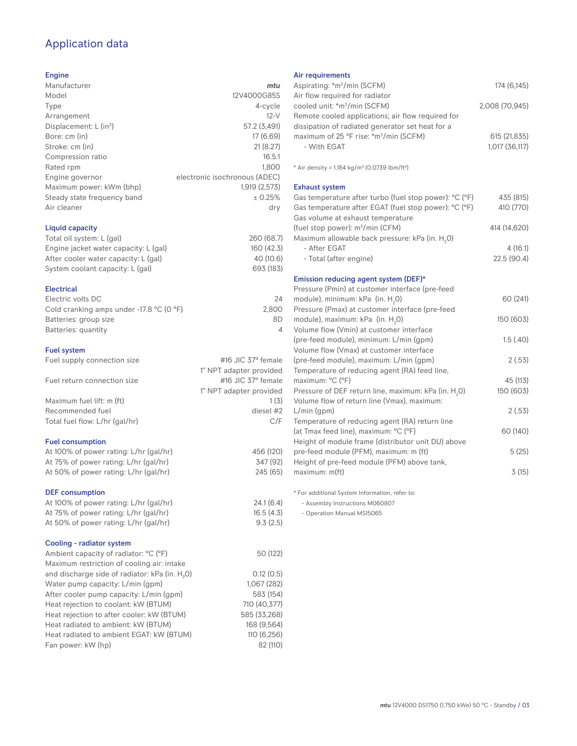# Application data

## Engine

| | |
|---|---|
| Manufacturer | *mtu* |
| Model | 12V4000G85S |
| Type | 4-cycle |
| Arrangement | 12-V |
| Displacement: L ($in^3$) | 57.2 (3,491) |
| Bore: cm (in) | 17 (6.69) |
| Stroke: cm (in) | 21 (8.27) |
| Compression ratio | 16.5:1 |
| Rated rpm | 1,800 |
| Engine governor | electronic isochronous (ADEC) |
| Maximum power: kWm (bhp) | 1,919 (2,573) |
| Steady state frequency band | ± 0.25% |
| Air cleaner | dry |

## Liquid capacity

| | |
|---|---|
| Total oil system: L (gal) | 260 (68.7) |
| Engine jacket water capacity: L (gal) | 160 (42.3) |
| After cooler water capacity: L (gal) | 40 (10.6) |
| System coolant capacity: L (gal) | 693 (183) |

## Electrical

| | |
|---|---|
| Electric volts DC | 24 |
| Cold cranking amps under -17.8 °C (0 °F) | 2,800 |
| Batteries: group size | 8D |
| Batteries: quantity | 4 |

## Fuel system

| | |
|---|---|
| Fuel supply connection size | #16 JIC 37° female<br>1" NPT adapter provided |
| Fuel return connection size | #16 JIC 37° female<br>1" NPT adapter provided |
| Maximum fuel lift: m (ft) | 1 (3) |
| Recommended fuel | diesel #2 |
| Total fuel flow: L/hr (gal/hr) | C/F |

## Fuel consumption

| | |
|---|---|
| At 100% of power rating: L/hr (gal/hr) | 456 (120) |
| At 75% of power rating: L/hr (gal/hr) | 347 (92) |
| At 50% of power rating: L/hr (gal/hr) | 245 (65) |

## DEF consumption

| | |
|---|---|
| At 100% of power rating: L/hr (gal/hr) | 24.1 (6.4) |
| At 75% of power rating: L/hr (gal/hr) | 16.5 (4.3) |
| At 50% of power rating: L/hr (gal/hr) | 9.3 (2.5) |

## Cooling - radiator system

| | |
|---|---|
| Ambient capacity of radiator: °C (°F) | 50 (122) |
| Maximum restriction of cooling air: intake and discharge side of radiator: kPa (in. $H_2O$) | 0.12 (0.5) |
| Water pump capacity: L/min (gpm) | 1,067 (282) |
| After cooler pump capacity: L/min (gpm) | 583 (154) |
| Heat rejection to coolant: kW (BTUM) | 710 (40,377) |
| Heat rejection to after cooler: kW (BTUM) | 585 (33,268) |
| Heat radiated to ambient: kW (BTUM) | 168 (9,564) |
| Heat radiated to ambient EGAT: kW (BTUM) | 110 (6,256) |
| Fan power: kW (hp) | 82 (110) |

## Air requirements

| | |
|---|---|
| Aspirating: *$m^3$/min (SCFM) | 174 (6,145) |
| Air flow required for radiator cooled unit: *$m^3$/min (SCFM) | 2,008 (70,945) |
| Remote cooled applications; air flow required for dissipation of radiated generator set heat for a maximum of 25 °F rise: *$m^3$/min (SCFM) | 615 (21,835) |
| - With EGAT | 1,017 (36,117) |

* Air density = 1.184 kg/$m^3$ (0.0739 lbm/$ft^3$)

## Exhaust system

| | |
|---|---|
| Gas temperature after turbo (fuel stop power): °C (°F) | 435 (815) |
| Gas temperature after EGAT (fuel stop power): °C (°F) | 410 (770) |
| Gas volume at exhaust temperature (fuel stop power): $m^3$/min (CFM) | 414 (14,620) |
| Maximum allowable back pressure: kPa (in. $H_2O$) | |
| - After EGAT | 4 (16.1) |
| - Total (after engine) | 22.5 (90.4) |

## Emission reducing agent system (DEF)*

| | |
|---|---|
| Pressure (Pmin) at customer interface (pre-feed module), minimum: kPa (in. $H_2O$) | 60 (241) |
| Pressure (Pmax) at customer interface (pre-feed module), maximum: kPa (in. $H_2O$) | 150 (603) |
| Volume flow (Vmin) at customer interface (pre-feed module), minimum: L/min (gpm) | 1.5 (.40) |
| Volume flow (Vmax) at customer interface (pre-feed module), maximum: L/min (gpm) | 2 (.53) |
| Temperature of reducing agent (RA) feed line, maximum: °C (°F) | 45 (113) |
| Pressure of DEF return line, maximum: kPa (in. $H_2O$) | 150 (603) |
| Volume flow of return line (Vmax), maximum: L/min (gpm) | 2 (.53) |
| Temperature of reducing agent (RA) return line (at Tmax feed line), maximum: °C (°F) | 60 (140) |
| Height of module frame (distributor unit DU) above pre-feed module (PFM), maximum: m (ft) | 5 (25) |
| Height of pre-feed module (PFM) above tank, maximum: m(ft) | 3 (15) |

* For additional System Information, refer to:
- Assembly Instructions M060807
- Operation Manual MS15065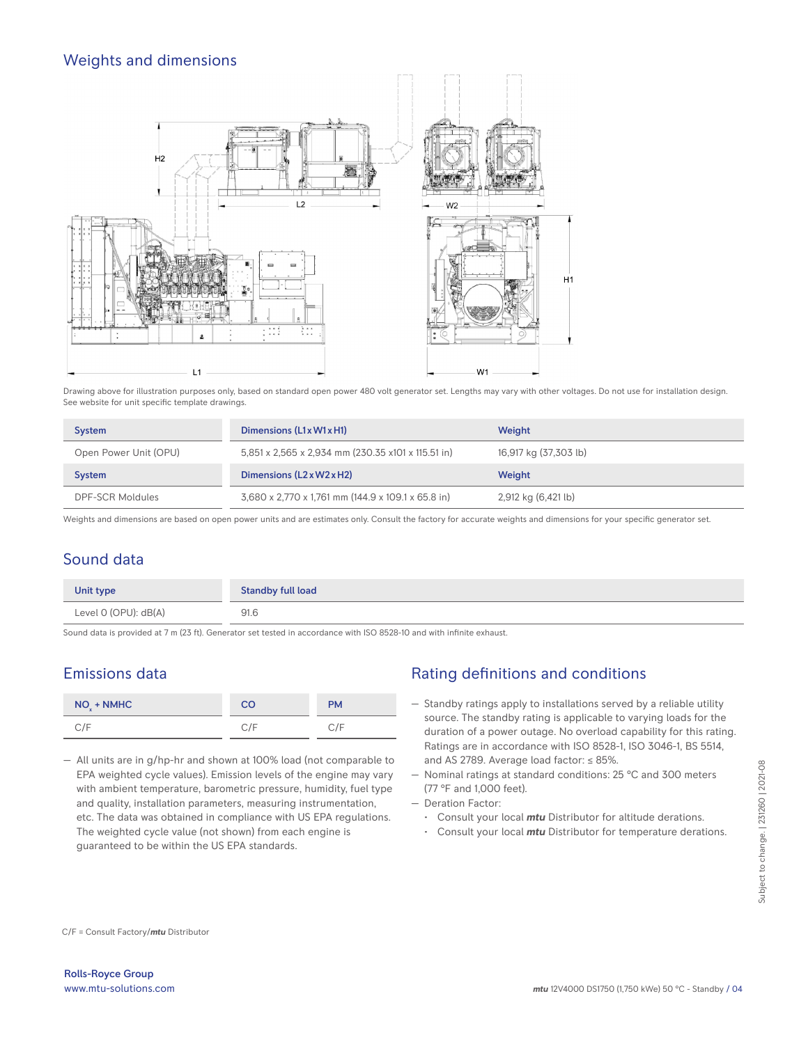## Weights and dimensions

H2

L2

W2

H1

L1

W1

Drawing above for illustration purposes only, based on standard open power 480 volt generator set. Lengths may vary with other voltages. Do not use for installation design. See website for unit specific template drawings.

| System | Dimensions (L1 x W1 x H1) | Weight |
|---|---|---|
| Open Power Unit (OPU) | 5,851 x 2,565 x 2,934 mm (230.35 x101 x 115.51 in) | 16,917 kg (37,303 lb) |
| **System** | **Dimensions (L2 x W2 x H2)** | **Weight** |
| DPF-SCR Moldules | 3,680 x 2,770 x 1,761 mm (144.9 x 109.1 x 65.8 in) | 2,912 kg (6,421 lb) |

Weights and dimensions are based on open power units and are estimates only. Consult the factory for accurate weights and dimensions for your specific generator set.

## Sound data

| Unit type | Standby full load |
|---|---|
| Level 0 (OPU): dB(A) | 91.6 |

Sound data is provided at 7 m (23 ft). Generator set tested in accordance with ISO 8528-10 and with infinite exhaust.

## Emissions data

| $NO_x$ + NMHC | CO | PM |
|---|---|---|
| C/F | C/F | C/F |

- All units are in g/hp-hr and shown at 100% load (not comparable to EPA weighted cycle values). Emission levels of the engine may vary with ambient temperature, barometric pressure, humidity, fuel type and quality, installation parameters, measuring instrumentation, etc. The data was obtained in compliance with US EPA regulations. The weighted cycle value (not shown) from each engine is guaranteed to be within the US EPA standards.

## Rating definitions and conditions

- Standby ratings apply to installations served by a reliable utility source. The standby rating is applicable to varying loads for the duration of a power outage. No overload capability for this rating. Ratings are in accordance with ISO 8528-1, ISO 3046-1, BS 5514, and AS 2789. Average load factor: ≤ 85%.
- Nominal ratings at standard conditions: 25 °C and 300 meters (77 °F and 1,000 feet).
- Deration Factor:
  - Consult your local ***mtu*** Distributor for altitude derations.
  - Consult your local ***mtu*** Distributor for temperature derations.

C/F = Consult Factory/***mtu*** Distributor